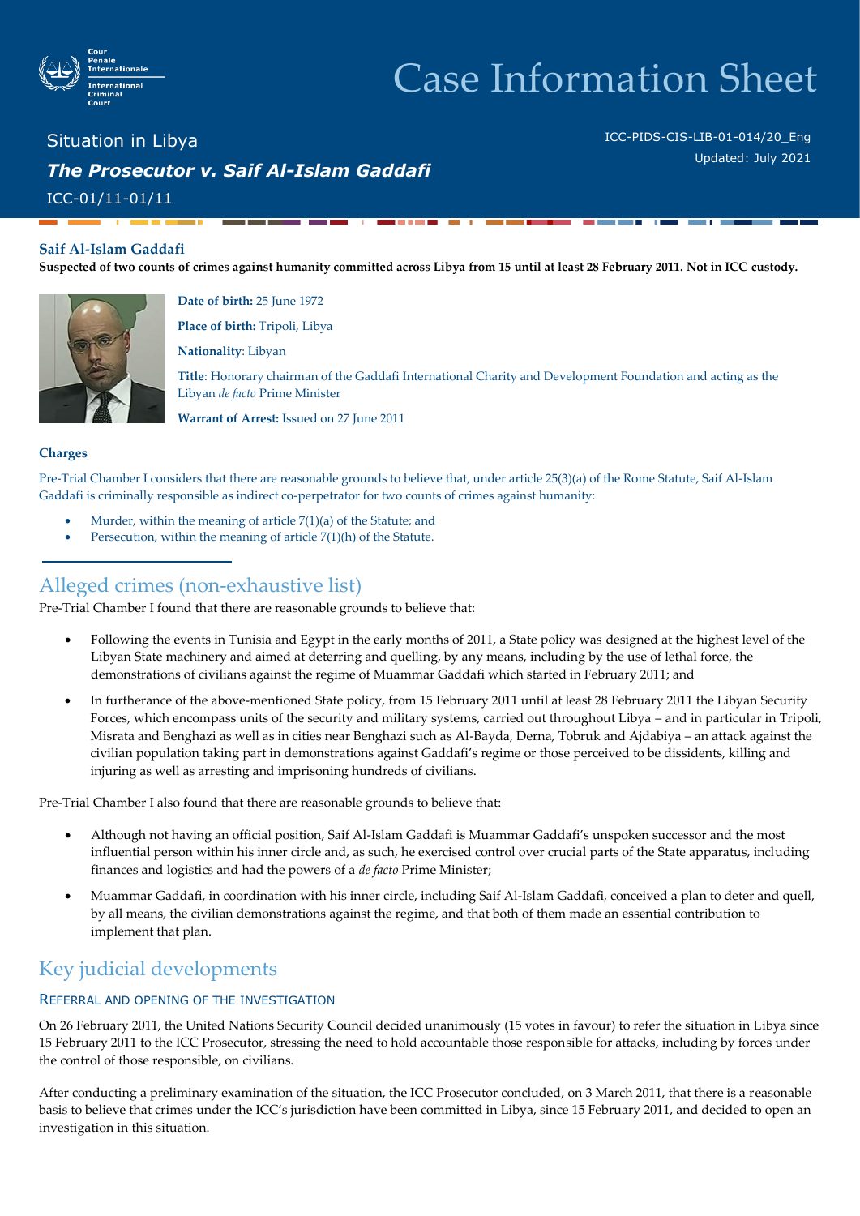# Case Information Sheet

Situation in Libya

***The Prosecutor v. Saif Al-Islam Gaddafi***

ICC-01/11-01/11

ICC-PIDS-CIS-LIB-01-014/20_Eng
Updated: July 2021

## Saif Al-Islam Gaddafi

**Suspected of two counts of crimes against humanity committed across Libya from 15 until at least 28 February 2011. Not in ICC custody.**

**Date of birth:** 25 June 1972

**Place of birth:** Tripoli, Libya

**Nationality**: Libyan

**Title**: Honorary chairman of the Gaddafi International Charity and Development Foundation and acting as the Libyan *de facto* Prime Minister

**Warrant of Arrest:** Issued on 27 June 2011

### Charges

Pre-Trial Chamber I considers that there are reasonable grounds to believe that, under article 25(3)(a) of the Rome Statute, Saif Al-Islam Gaddafi is criminally responsible as indirect co-perpetrator for two counts of crimes against humanity:

- Murder, within the meaning of article 7(1)(a) of the Statute; and
- Persecution, within the meaning of article 7(1)(h) of the Statute.

## Alleged crimes (non-exhaustive list)

Pre-Trial Chamber I found that there are reasonable grounds to believe that:

- Following the events in Tunisia and Egypt in the early months of 2011, a State policy was designed at the highest level of the Libyan State machinery and aimed at deterring and quelling, by any means, including by the use of lethal force, the demonstrations of civilians against the regime of Muammar Gaddafi which started in February 2011; and
- In furtherance of the above-mentioned State policy, from 15 February 2011 until at least 28 February 2011 the Libyan Security Forces, which encompass units of the security and military systems, carried out throughout Libya – and in particular in Tripoli, Misrata and Benghazi as well as in cities near Benghazi such as Al-Bayda, Derna, Tobruk and Ajdabiya – an attack against the civilian population taking part in demonstrations against Gaddafi's regime or those perceived to be dissidents, killing and injuring as well as arresting and imprisoning hundreds of civilians.

Pre-Trial Chamber I also found that there are reasonable grounds to believe that:

- Although not having an official position, Saif Al-Islam Gaddafi is Muammar Gaddafi's unspoken successor and the most influential person within his inner circle and, as such, he exercised control over crucial parts of the State apparatus, including finances and logistics and had the powers of a *de facto* Prime Minister;
- Muammar Gaddafi, in coordination with his inner circle, including Saif Al-Islam Gaddafi, conceived a plan to deter and quell, by all means, the civilian demonstrations against the regime, and that both of them made an essential contribution to implement that plan.

## Key judicial developments

### Referral and opening of the investigation

On 26 February 2011, the United Nations Security Council decided unanimously (15 votes in favour) to refer the situation in Libya since 15 February 2011 to the ICC Prosecutor, stressing the need to hold accountable those responsible for attacks, including by forces under the control of those responsible, on civilians.

After conducting a preliminary examination of the situation, the ICC Prosecutor concluded, on 3 March 2011, that there is a reasonable basis to believe that crimes under the ICC's jurisdiction have been committed in Libya, since 15 February 2011, and decided to open an investigation in this situation.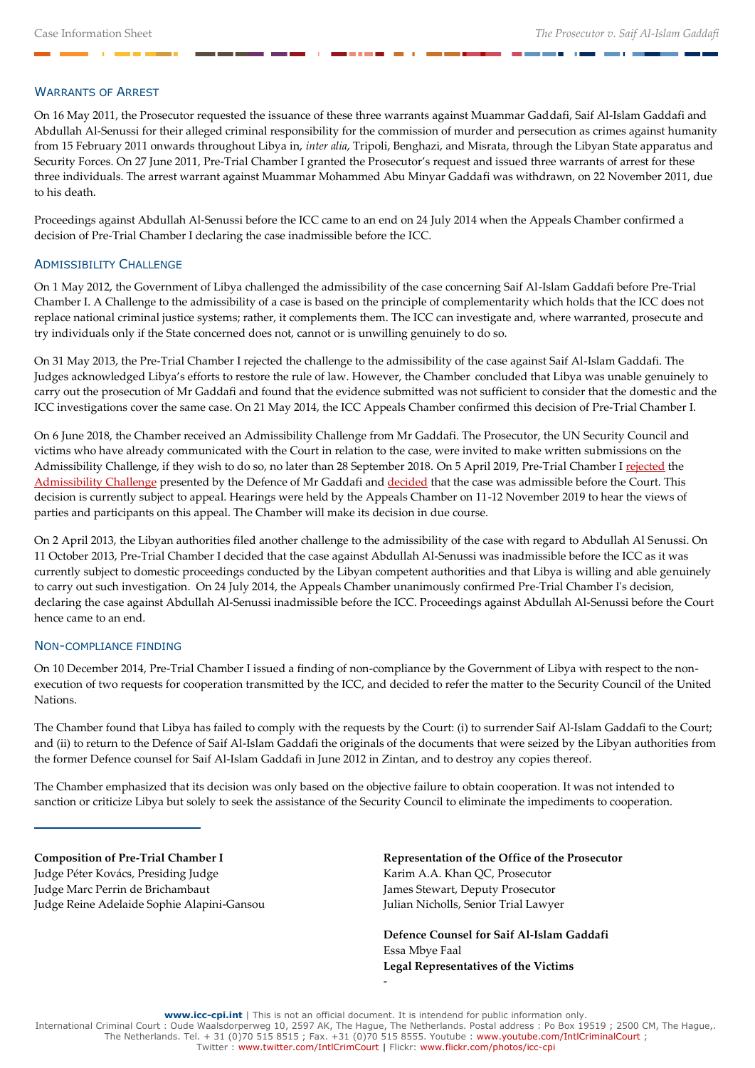## Warrants of Arrest

On 16 May 2011, the Prosecutor requested the issuance of these three warrants against Muammar Gaddafi, Saif Al-Islam Gaddafi and Abdullah Al-Senussi for their alleged criminal responsibility for the commission of murder and persecution as crimes against humanity from 15 February 2011 onwards throughout Libya in, *inter alia*, Tripoli, Benghazi, and Misrata, through the Libyan State apparatus and Security Forces. On 27 June 2011, Pre-Trial Chamber I granted the Prosecutor's request and issued three warrants of arrest for these three individuals. The arrest warrant against Muammar Mohammed Abu Minyar Gaddafi was withdrawn, on 22 November 2011, due to his death.

Proceedings against Abdullah Al-Senussi before the ICC came to an end on 24 July 2014 when the Appeals Chamber confirmed a decision of Pre-Trial Chamber I declaring the case inadmissible before the ICC.

## Admissibility Challenge

On 1 May 2012, the Government of Libya challenged the admissibility of the case concerning Saif Al-Islam Gaddafi before Pre-Trial Chamber I. A Challenge to the admissibility of a case is based on the principle of complementarity which holds that the ICC does not replace national criminal justice systems; rather, it complements them. The ICC can investigate and, where warranted, prosecute and try individuals only if the State concerned does not, cannot or is unwilling genuinely to do so.

On 31 May 2013, the Pre-Trial Chamber I rejected the challenge to the admissibility of the case against Saif Al-Islam Gaddafi. The Judges acknowledged Libya's efforts to restore the rule of law. However, the Chamber concluded that Libya was unable genuinely to carry out the prosecution of Mr Gaddafi and found that the evidence submitted was not sufficient to consider that the domestic and the ICC investigations cover the same case. On 21 May 2014, the ICC Appeals Chamber confirmed this decision of Pre-Trial Chamber I.

On 6 June 2018, the Chamber received an Admissibility Challenge from Mr Gaddafi. The Prosecutor, the UN Security Council and victims who have already communicated with the Court in relation to the case, were invited to make written submissions on the Admissibility Challenge, if they wish to do so, no later than 28 September 2018. On 5 April 2019, Pre-Trial Chamber I rejected the Admissibility Challenge presented by the Defence of Mr Gaddafi and decided that the case was admissible before the Court. This decision is currently subject to appeal. Hearings were held by the Appeals Chamber on 11-12 November 2019 to hear the views of parties and participants on this appeal. The Chamber will make its decision in due course.

On 2 April 2013, the Libyan authorities filed another challenge to the admissibility of the case with regard to Abdullah Al Senussi. On 11 October 2013, Pre-Trial Chamber I decided that the case against Abdullah Al-Senussi was inadmissible before the ICC as it was currently subject to domestic proceedings conducted by the Libyan competent authorities and that Libya is willing and able genuinely to carry out such investigation. On 24 July 2014, the Appeals Chamber unanimously confirmed Pre-Trial Chamber I's decision, declaring the case against Abdullah Al-Senussi inadmissible before the ICC. Proceedings against Abdullah Al-Senussi before the Court hence came to an end.

## Non-compliance finding

On 10 December 2014, Pre-Trial Chamber I issued a finding of non-compliance by the Government of Libya with respect to the non-execution of two requests for cooperation transmitted by the ICC, and decided to refer the matter to the Security Council of the United Nations.

The Chamber found that Libya has failed to comply with the requests by the Court: (i) to surrender Saif Al-Islam Gaddafi to the Court; and (ii) to return to the Defence of Saif Al-Islam Gaddafi the originals of the documents that were seized by the Libyan authorities from the former Defence counsel for Saif Al-Islam Gaddafi in June 2012 in Zintan, and to destroy any copies thereof.

The Chamber emphasized that its decision was only based on the objective failure to obtain cooperation. It was not intended to sanction or criticize Libya but solely to seek the assistance of the Security Council to eliminate the impediments to cooperation.

---

**Composition of Pre-Trial Chamber I**
Judge Péter Kovács, Presiding Judge
Judge Marc Perrin de Brichambaut
Judge Reine Adelaide Sophie Alapini-Gansou

**Representation of the Office of the Prosecutor**
Karim A.A. Khan QC, Prosecutor
James Stewart, Deputy Prosecutor
Julian Nicholls, Senior Trial Lawyer

**Defence Counsel for Saif Al-Islam Gaddafi**
Essa Mbye Faal

**Legal Representatives of the Victims**
-

**www.icc-cpi.int** | This is not an official document. It is intendend for public information only.
International Criminal Court : Oude Waalsdorperweg 10, 2597 AK, The Hague, The Netherlands. Postal address : Po Box 19519 ; 2500 CM, The Hague,. The Netherlands. Tel. + 31 (0)70 515 8515 ; Fax. +31 (0)70 515 8555. Youtube : www.youtube.com/IntlCriminalCourt ; Twitter : www.twitter.com/IntlCrimCourt | Flickr: www.flickr.com/photos/icc-cpi